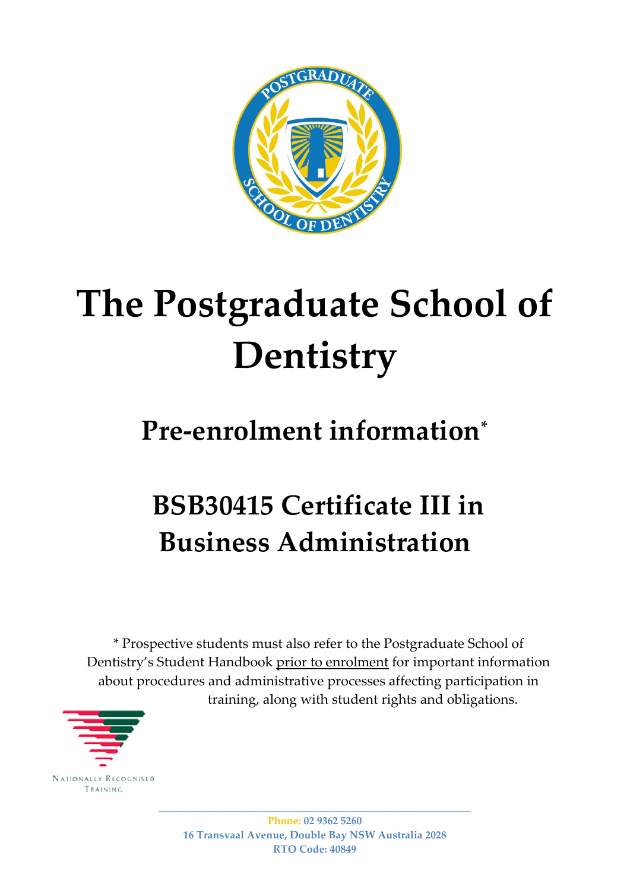# The Postgraduate School of Dentistry

## Pre-enrolment information*

## BSB30415 Certificate III in Business Administration

* Prospective students must also refer to the Postgraduate School of Dentistry's Student Handbook prior to enrolment for important information about procedures and administrative processes affecting participation in training, along with student rights and obligations.

Phone: 02 9362 5260
16 Transvaal Avenue, Double Bay NSW Australia 2028
RTO Code: 40849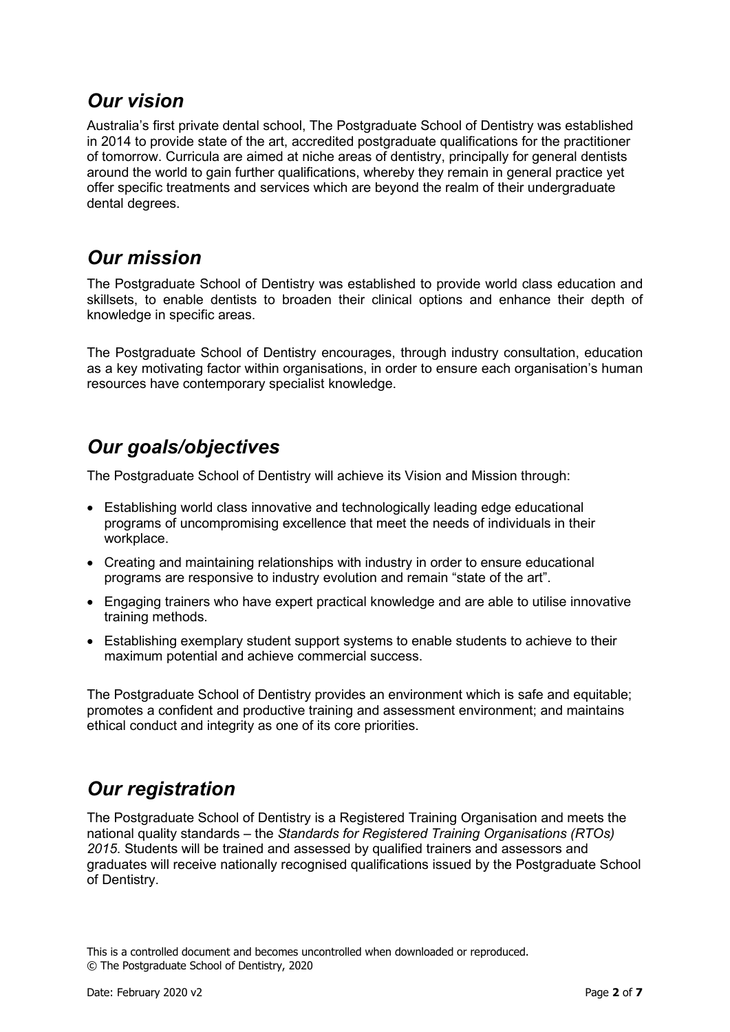## *Our vision*

Australia's first private dental school, The Postgraduate School of Dentistry was established in 2014 to provide state of the art, accredited postgraduate qualifications for the practitioner of tomorrow. Curricula are aimed at niche areas of dentistry, principally for general dentists around the world to gain further qualifications, whereby they remain in general practice yet offer specific treatments and services which are beyond the realm of their undergraduate dental degrees.

## *Our mission*

The Postgraduate School of Dentistry was established to provide world class education and skillsets, to enable dentists to broaden their clinical options and enhance their depth of knowledge in specific areas.

The Postgraduate School of Dentistry encourages, through industry consultation, education as a key motivating factor within organisations, in order to ensure each organisation's human resources have contemporary specialist knowledge.

## *Our goals/objectives*

The Postgraduate School of Dentistry will achieve its Vision and Mission through:

- Establishing world class innovative and technologically leading edge educational programs of uncompromising excellence that meet the needs of individuals in their workplace.
- Creating and maintaining relationships with industry in order to ensure educational programs are responsive to industry evolution and remain "state of the art".
- Engaging trainers who have expert practical knowledge and are able to utilise innovative training methods.
- Establishing exemplary student support systems to enable students to achieve to their maximum potential and achieve commercial success.

The Postgraduate School of Dentistry provides an environment which is safe and equitable; promotes a confident and productive training and assessment environment; and maintains ethical conduct and integrity as one of its core priorities.

## *Our registration*

The Postgraduate School of Dentistry is a Registered Training Organisation and meets the national quality standards – the *Standards for Registered Training Organisations (RTOs) 2015*. Students will be trained and assessed by qualified trainers and assessors and graduates will receive nationally recognised qualifications issued by the Postgraduate School of Dentistry.

This is a controlled document and becomes uncontrolled when downloaded or reproduced.
© The Postgraduate School of Dentistry, 2020

Date: February 2020 v2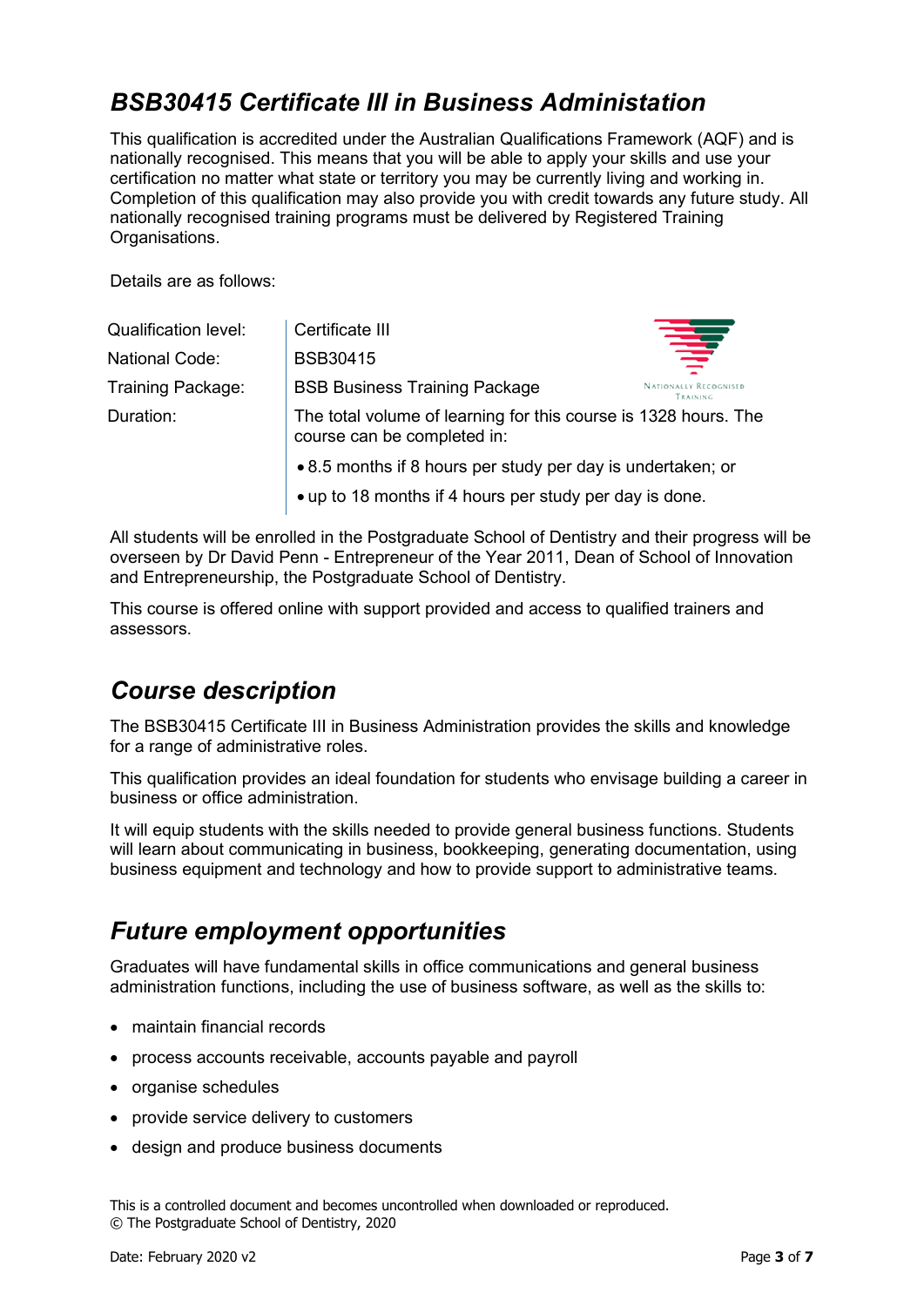## *BSB30415 Certificate III in Business Administation*

This qualification is accredited under the Australian Qualifications Framework (AQF) and is nationally recognised. This means that you will be able to apply your skills and use your certification no matter what state or territory you may be currently living and working in. Completion of this qualification may also provide you with credit towards any future study. All nationally recognised training programs must be delivered by Registered Training Organisations.

Details are as follows:

| | |
|---|---|
| Qualification level: | Certificate III |
| National Code: | BSB30415 |
| Training Package: | BSB Business Training Package |
| Duration: | The total volume of learning for this course is 1328 hours. The course can be completed in:<br>• 8.5 months if 8 hours per study per day is undertaken; or<br>• up to 18 months if 4 hours per study per day is done. |

NATIONALLY RECOGNISED TRAINING

All students will be enrolled in the Postgraduate School of Dentistry and their progress will be overseen by Dr David Penn - Entrepreneur of the Year 2011, Dean of School of Innovation and Entrepreneurship, the Postgraduate School of Dentistry.

This course is offered online with support provided and access to qualified trainers and assessors.

## *Course description*

The BSB30415 Certificate III in Business Administration provides the skills and knowledge for a range of administrative roles.

This qualification provides an ideal foundation for students who envisage building a career in business or office administration.

It will equip students with the skills needed to provide general business functions. Students will learn about communicating in business, bookkeeping, generating documentation, using business equipment and technology and how to provide support to administrative teams.

## *Future employment opportunities*

Graduates will have fundamental skills in office communications and general business administration functions, including the use of business software, as well as the skills to:

- maintain financial records
- process accounts receivable, accounts payable and payroll
- organise schedules
- provide service delivery to customers
- design and produce business documents

This is a controlled document and becomes uncontrolled when downloaded or reproduced.
© The Postgraduate School of Dentistry, 2020

Date: February 2020 v2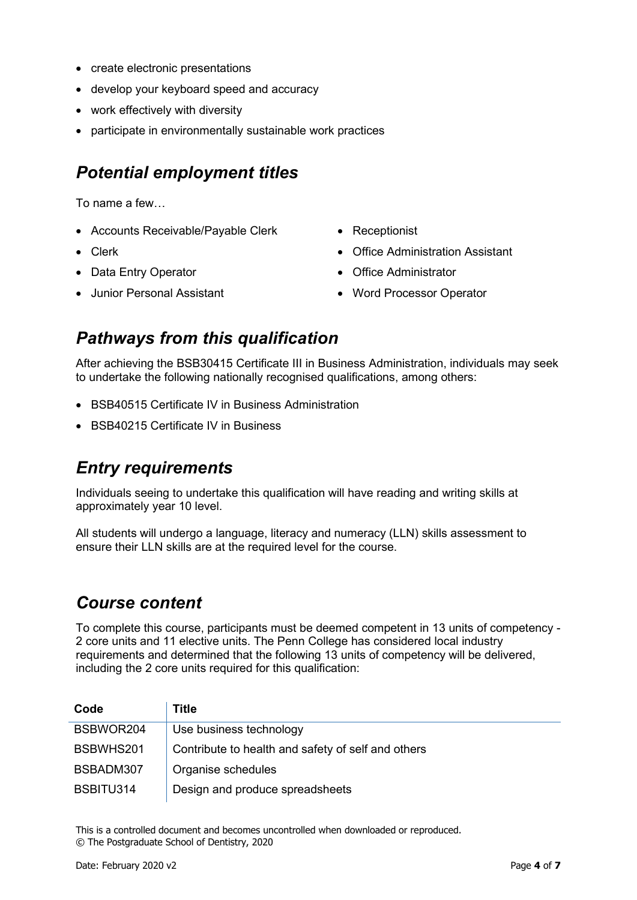- create electronic presentations
- develop your keyboard speed and accuracy
- work effectively with diversity
- participate in environmentally sustainable work practices

## *Potential employment titles*

To name a few…

- Accounts Receivable/Payable Clerk
- Clerk
- Data Entry Operator
- Junior Personal Assistant
- Receptionist
- Office Administration Assistant
- Office Administrator
- Word Processor Operator

## *Pathways from this qualification*

After achieving the BSB30415 Certificate III in Business Administration, individuals may seek to undertake the following nationally recognised qualifications, among others:

- BSB40515 Certificate IV in Business Administration
- BSB40215 Certificate IV in Business

## *Entry requirements*

Individuals seeing to undertake this qualification will have reading and writing skills at approximately year 10 level.

All students will undergo a language, literacy and numeracy (LLN) skills assessment to ensure their LLN skills are at the required level for the course.

## *Course content*

To complete this course, participants must be deemed competent in 13 units of competency - 2 core units and 11 elective units. The Penn College has considered local industry requirements and determined that the following 13 units of competency will be delivered, including the 2 core units required for this qualification:

| Code | Title |
|---|---|
| BSBWOR204 | Use business technology |
| BSBWHS201 | Contribute to health and safety of self and others |
| BSBADM307 | Organise schedules |
| BSBITU314 | Design and produce spreadsheets |

This is a controlled document and becomes uncontrolled when downloaded or reproduced.
© The Postgraduate School of Dentistry, 2020

Date: February 2020 v2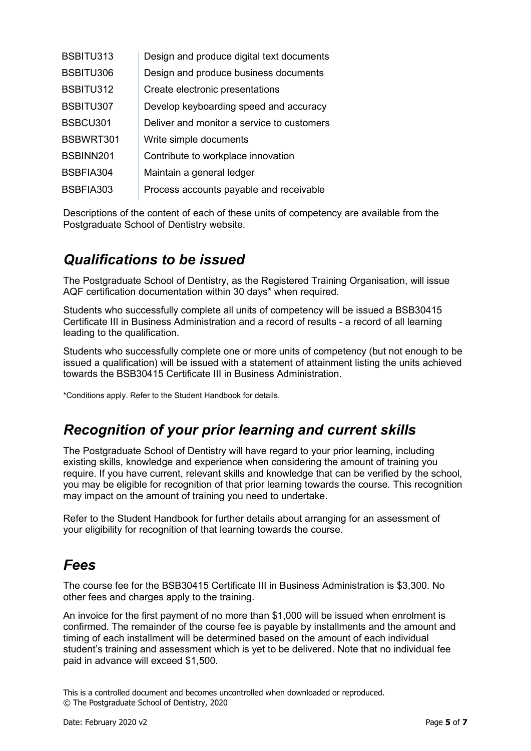| | |
|---|---|
| BSBITU313 | Design and produce digital text documents |
| BSBITU306 | Design and produce business documents |
| BSBITU312 | Create electronic presentations |
| BSBITU307 | Develop keyboarding speed and accuracy |
| BSBCU301 | Deliver and monitor a service to customers |
| BSBWRT301 | Write simple documents |
| BSBINN201 | Contribute to workplace innovation |
| BSBFIA304 | Maintain a general ledger |
| BSBFIA303 | Process accounts payable and receivable |

Descriptions of the content of each of these units of competency are available from the Postgraduate School of Dentistry website.

## *Qualifications to be issued*

The Postgraduate School of Dentistry, as the Registered Training Organisation, will issue AQF certification documentation within 30 days* when required.

Students who successfully complete all units of competency will be issued a BSB30415 Certificate III in Business Administration and a record of results - a record of all learning leading to the qualification.

Students who successfully complete one or more units of competency (but not enough to be issued a qualification) will be issued with a statement of attainment listing the units achieved towards the BSB30415 Certificate III in Business Administration.

*Conditions apply. Refer to the Student Handbook for details.

## *Recognition of your prior learning and current skills*

The Postgraduate School of Dentistry will have regard to your prior learning, including existing skills, knowledge and experience when considering the amount of training you require. If you have current, relevant skills and knowledge that can be verified by the school, you may be eligible for recognition of that prior learning towards the course. This recognition may impact on the amount of training you need to undertake.

Refer to the Student Handbook for further details about arranging for an assessment of your eligibility for recognition of that learning towards the course.

## *Fees*

The course fee for the BSB30415 Certificate III in Business Administration is $3,300. No other fees and charges apply to the training.

An invoice for the first payment of no more than $1,000 will be issued when enrolment is confirmed. The remainder of the course fee is payable by installments and the amount and timing of each installment will be determined based on the amount of each individual student's training and assessment which is yet to be delivered. Note that no individual fee paid in advance will exceed $1,500.

This is a controlled document and becomes uncontrolled when downloaded or reproduced.
© The Postgraduate School of Dentistry, 2020

Date: February 2020 v2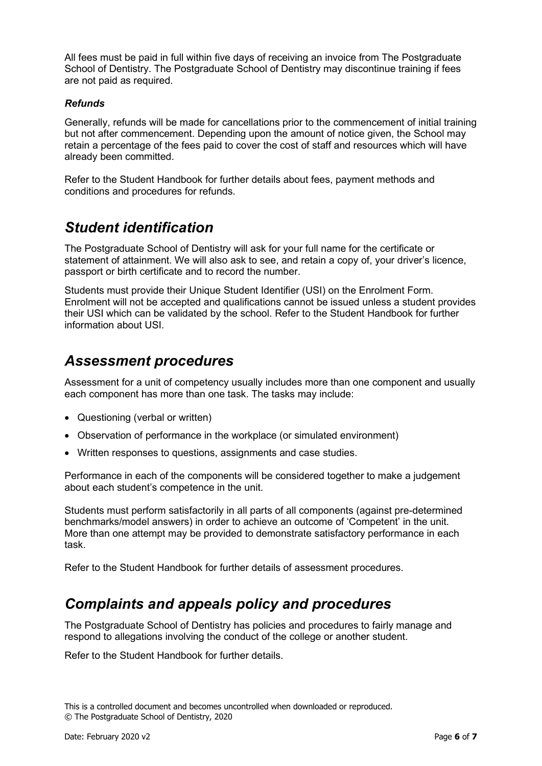All fees must be paid in full within five days of receiving an invoice from The Postgraduate School of Dentistry. The Postgraduate School of Dentistry may discontinue training if fees are not paid as required.

### *Refunds*

Generally, refunds will be made for cancellations prior to the commencement of initial training but not after commencement. Depending upon the amount of notice given, the School may retain a percentage of the fees paid to cover the cost of staff and resources which will have already been committed.

Refer to the Student Handbook for further details about fees, payment methods and conditions and procedures for refunds.

## *Student identification*

The Postgraduate School of Dentistry will ask for your full name for the certificate or statement of attainment. We will also ask to see, and retain a copy of, your driver's licence, passport or birth certificate and to record the number.

Students must provide their Unique Student Identifier (USI) on the Enrolment Form. Enrolment will not be accepted and qualifications cannot be issued unless a student provides their USI which can be validated by the school. Refer to the Student Handbook for further information about USI.

## *Assessment procedures*

Assessment for a unit of competency usually includes more than one component and usually each component has more than one task. The tasks may include:

- Questioning (verbal or written)
- Observation of performance in the workplace (or simulated environment)
- Written responses to questions, assignments and case studies.

Performance in each of the components will be considered together to make a judgement about each student's competence in the unit.

Students must perform satisfactorily in all parts of all components (against pre-determined benchmarks/model answers) in order to achieve an outcome of 'Competent' in the unit. More than one attempt may be provided to demonstrate satisfactory performance in each task.

Refer to the Student Handbook for further details of assessment procedures.

## *Complaints and appeals policy and procedures*

The Postgraduate School of Dentistry has policies and procedures to fairly manage and respond to allegations involving the conduct of the college or another student.

Refer to the Student Handbook for further details.

This is a controlled document and becomes uncontrolled when downloaded or reproduced.
© The Postgraduate School of Dentistry, 2020

Date: February 2020 v2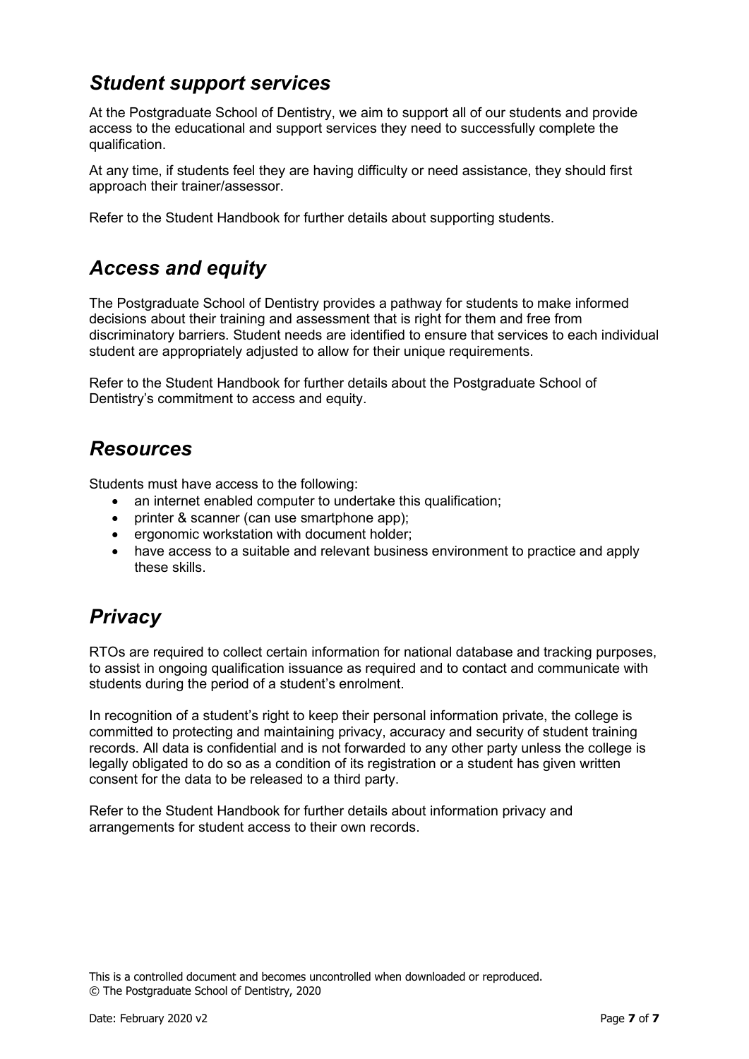## *Student support services*

At the Postgraduate School of Dentistry, we aim to support all of our students and provide access to the educational and support services they need to successfully complete the qualification.

At any time, if students feel they are having difficulty or need assistance, they should first approach their trainer/assessor.

Refer to the Student Handbook for further details about supporting students.

## *Access and equity*

The Postgraduate School of Dentistry provides a pathway for students to make informed decisions about their training and assessment that is right for them and free from discriminatory barriers. Student needs are identified to ensure that services to each individual student are appropriately adjusted to allow for their unique requirements.

Refer to the Student Handbook for further details about the Postgraduate School of Dentistry's commitment to access and equity.

## *Resources*

Students must have access to the following:

- an internet enabled computer to undertake this qualification;
- printer & scanner (can use smartphone app);
- ergonomic workstation with document holder;
- have access to a suitable and relevant business environment to practice and apply these skills.

## *Privacy*

RTOs are required to collect certain information for national database and tracking purposes, to assist in ongoing qualification issuance as required and to contact and communicate with students during the period of a student's enrolment.

In recognition of a student's right to keep their personal information private, the college is committed to protecting and maintaining privacy, accuracy and security of student training records. All data is confidential and is not forwarded to any other party unless the college is legally obligated to do so as a condition of its registration or a student has given written consent for the data to be released to a third party.

Refer to the Student Handbook for further details about information privacy and arrangements for student access to their own records.